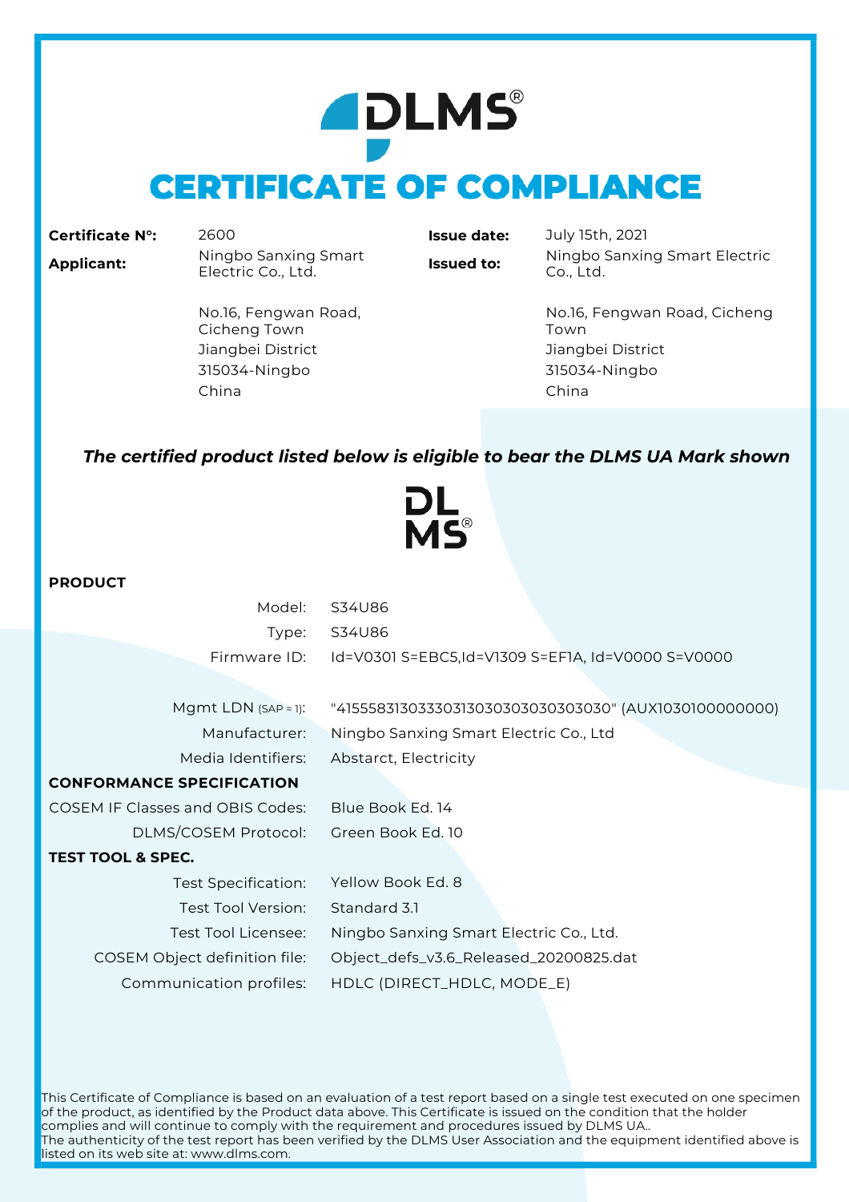# DLMS®

# CERTIFICATE OF COMPLIANCE

| | | | |
|---|---|---|---|
| **Certificate N°:** | 2600 | **Issue date:** | July 15th, 2021 |
| **Applicant:** | Ningbo Sanxing Smart Electric Co., Ltd.<br><br>No.16, Fengwan Road, Cicheng Town<br>Jiangbei District<br>315034-Ningbo<br>China | **Issued to:** | Ningbo Sanxing Smart Electric Co., Ltd.<br><br>No.16, Fengwan Road, Cicheng Town<br>Jiangbei District<br>315034-Ningbo<br>China |

***The certified product listed below is eligible to bear the DLMS UA Mark shown***

DL
MS®

**PRODUCT**

| | |
|---|---|
| Model: | S34U86 |
| Type: | S34U86 |
| Firmware ID: | Id=V0301 S=EBC5,Id=V1309 S=EF1A, Id=V0000 S=V0000 |
| Mgmt LDN (SAP = 1): | "41555831303330313030303030303030" (AUX1030100000000) |
| Manufacturer: | Ningbo Sanxing Smart Electric Co., Ltd |
| Media Identifiers: | Abstarct, Electricity |

**CONFORMANCE SPECIFICATION**

| | |
|---|---|
| COSEM IF Classes and OBIS Codes: | Blue Book Ed. 14 |
| DLMS/COSEM Protocol: | Green Book Ed. 10 |

**TEST TOOL & SPEC.**

| | |
|---|---|
| Test Specification: | Yellow Book Ed. 8 |
| Test Tool Version: | Standard 3.1 |
| Test Tool Licensee: | Ningbo Sanxing Smart Electric Co., Ltd. |
| COSEM Object definition file: | Object_defs_v3.6_Released_20200825.dat |
| Communication profiles: | HDLC (DIRECT_HDLC, MODE_E) |

This Certificate of Compliance is based on an evaluation of a test report based on a single test executed on one specimen of the product, as identified by the Product data above. This Certificate is issued on the condition that the holder complies and will continue to comply with the requirement and procedures issued by DLMS UA..
The authenticity of the test report has been verified by the DLMS User Association and the equipment identified above is listed on its web site at: www.dlms.com.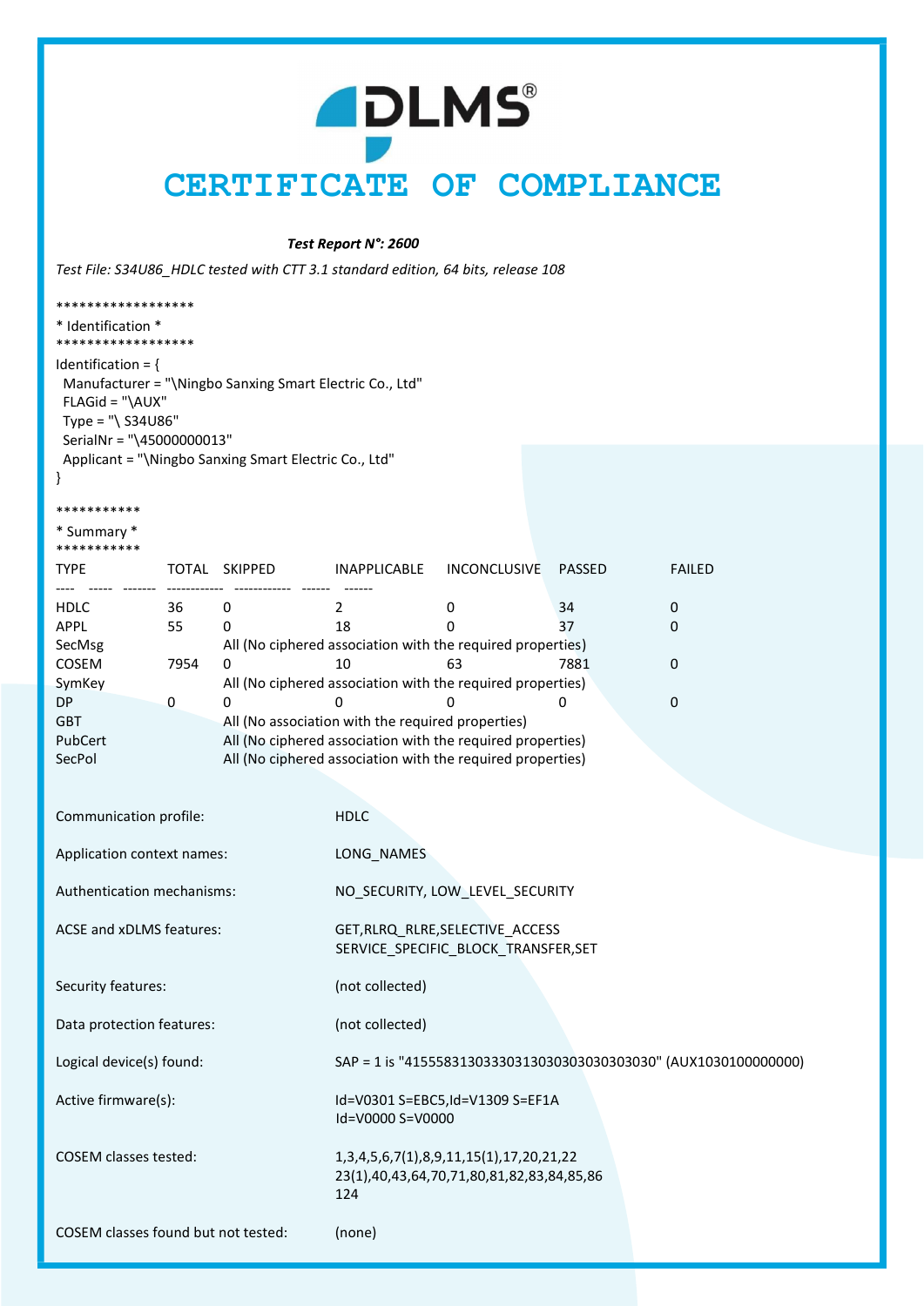# CERTIFICATE OF COMPLIANCE

***Test Report N°: 2600***

*Test File: S34U86_HDLC tested with CTT 3.1 standard edition, 64 bits, release 108*

******************
* Identification *
******************

Identification = {
  Manufacturer = "\Ningbo Sanxing Smart Electric Co., Ltd"
  FLAGid = "\AUX"
  Type = "\ S34U86"
  SerialNr = "\45000000013"
  Applicant = "\Ningbo Sanxing Smart Electric Co., Ltd"
}

***********
* Summary *
***********

| TYPE | TOTAL | SKIPPED | INAPPLICABLE | INCONCLUSIVE | PASSED | FAILED |
|---|---|---|---|---|---|---|
| HDLC | 36 | 0 | 2 | 0 | 34 | 0 |
| APPL | 55 | 0 | 18 | 0 | 37 | 0 |
| SecMsg | | All (No ciphered association with the required properties) | | | | |
| COSEM | 7954 | 0 | 10 | 63 | 7881 | 0 |
| SymKey | | All (No ciphered association with the required properties) | | | | |
| DP | 0 | 0 | 0 | 0 | 0 | 0 |
| GBT | | All (No association with the required properties) | | | | |
| PubCert | | All (No ciphered association with the required properties) | | | | |
| SecPol | | All (No ciphered association with the required properties) | | | | |

| | |
|---|---|
| Communication profile: | HDLC |
| Application context names: | LONG_NAMES |
| Authentication mechanisms: | NO_SECURITY, LOW_LEVEL_SECURITY |
| ACSE and xDLMS features: | GET,RLRQ_RLRE,SELECTIVE_ACCESS SERVICE_SPECIFIC_BLOCK_TRANSFER,SET |
| Security features: | (not collected) |
| Data protection features: | (not collected) |
| Logical device(s) found: | SAP = 1 is "415558313033303130303030303030" (AUX1030100000000) |
| Active firmware(s): | Id=V0301 S=EBC5,Id=V1309 S=EF1A Id=V0000 S=V0000 |
| COSEM classes tested: | 1,3,4,5,6,7(1),8,9,11,15(1),17,20,21,22 23(1),40,43,64,70,71,80,81,82,83,84,85,86 124 |
| COSEM classes found but not tested: | (none) |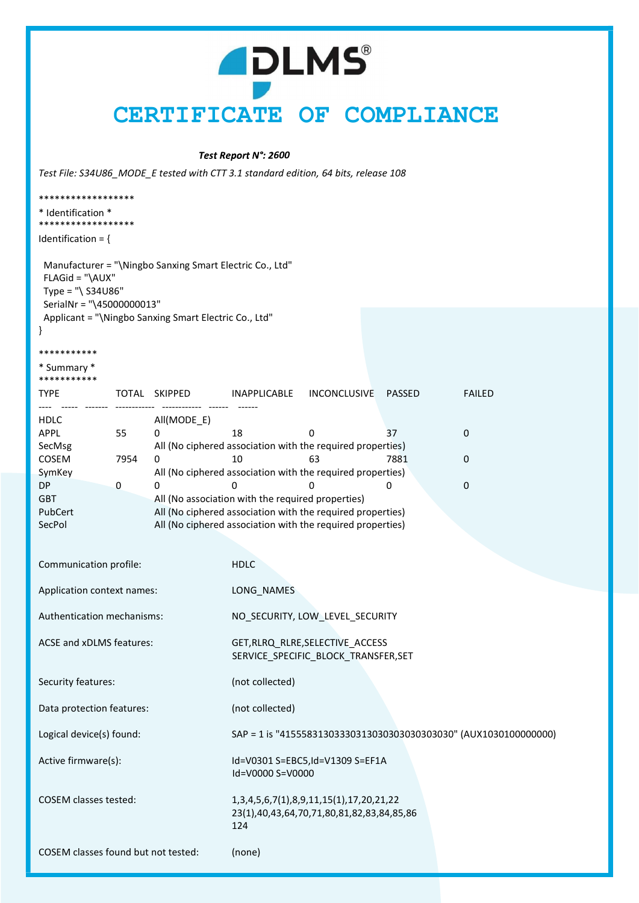# CERTIFICATE OF COMPLIANCE

***Test Report N°: 2600***

*Test File: S34U86_MODE_E tested with CTT 3.1 standard edition, 64 bits, release 108*

```
******************
* Identification *
******************
Identification = {

  Manufacturer = "\Ningbo Sanxing Smart Electric Co., Ltd"
  FLAGid = "\AUX"
  Type = "\ S34U86"
  SerialNr = "\45000000013"
  Applicant = "\Ningbo Sanxing Smart Electric Co., Ltd"
}

***********
* Summary *
***********
```

| TYPE | TOTAL | SKIPPED | INAPPLICABLE | INCONCLUSIVE | PASSED | FAILED |
|---|---|---|---|---|---|---|
| HDLC | | All(MODE_E) | | | | |
| APPL | 55 | 0 | 18 | 0 | 37 | 0 |
| SecMsg | | All (No ciphered association with the required properties) | | | | |
| COSEM | 7954 | 0 | 10 | 63 | 7881 | 0 |
| SymKey | | All (No ciphered association with the required properties) | | | | |
| DP | 0 | 0 | 0 | 0 | 0 | 0 |
| GBT | | All (No association with the required properties) | | | | |
| PubCert | | All (No ciphered association with the required properties) | | | | |
| SecPol | | All (No ciphered association with the required properties) | | | | |

| | |
|---|---|
| Communication profile: | HDLC |
| Application context names: | LONG_NAMES |
| Authentication mechanisms: | NO_SECURITY, LOW_LEVEL_SECURITY |
| ACSE and xDLMS features: | GET,RLRQ_RLRE,SELECTIVE_ACCESS SERVICE_SPECIFIC_BLOCK_TRANSFER,SET |
| Security features: | (not collected) |
| Data protection features: | (not collected) |
| Logical device(s) found: | SAP = 1 is "41555831303330313030303030303030" (AUX1030100000000) |
| Active firmware(s): | Id=V0301 S=EBC5,Id=V1309 S=EF1A<br>Id=V0000 S=V0000 |
| COSEM classes tested: | 1,3,4,5,6,7(1),8,9,11,15(1),17,20,21,22 23(1),40,43,64,70,71,80,81,82,83,84,85,86 124 |
| COSEM classes found but not tested: | (none) |